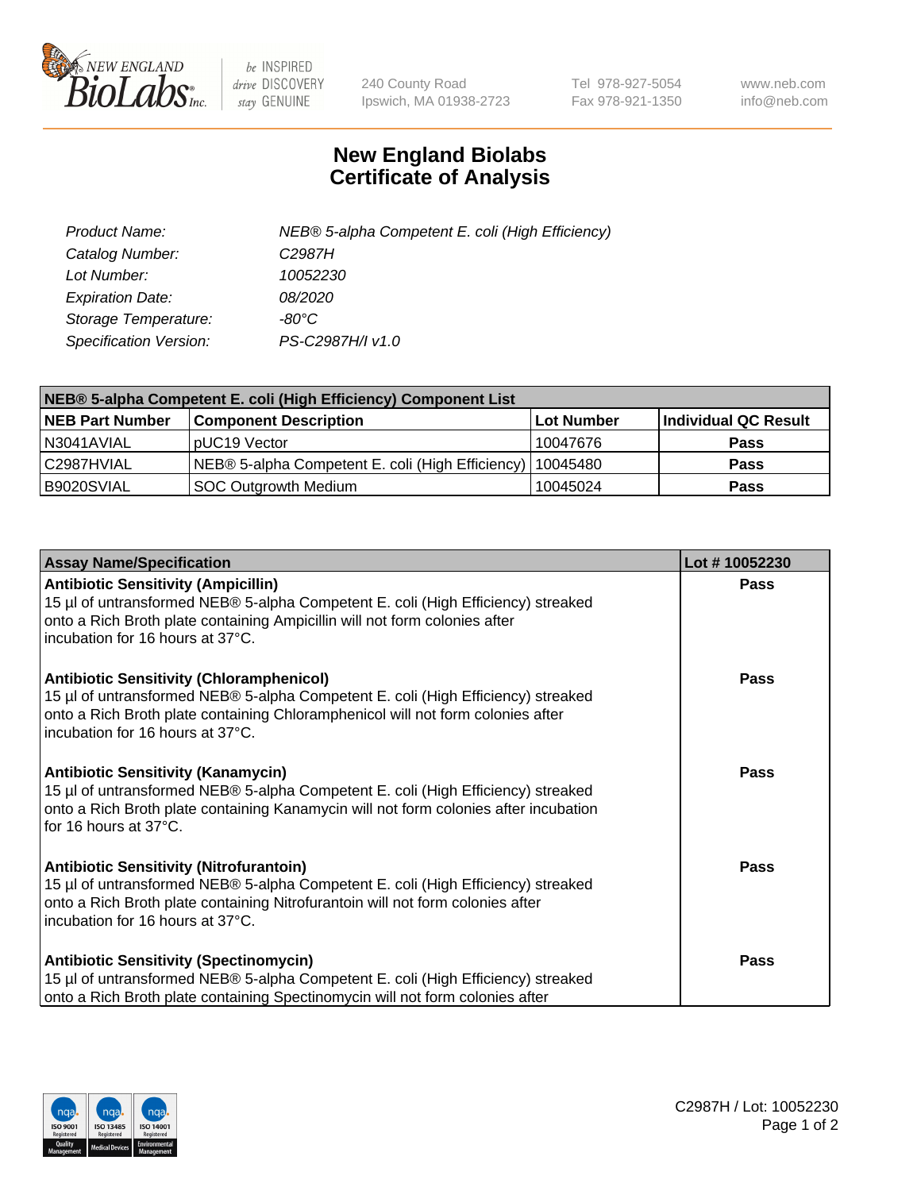# New England Biolabs Certificate of Analysis

| | |
|---|---|
| *Product Name:* | *NEB® 5-alpha Competent E. coli (High Efficiency)* |
| *Catalog Number:* | *C2987H* |
| *Lot Number:* | *10052230* |
| *Expiration Date:* | *08/2020* |
| *Storage Temperature:* | *-80°C* |
| *Specification Version:* | *PS-C2987H/I v1.0* |

| NEB® 5-alpha Competent E. coli (High Efficiency) Component List | | | |
|---|---|---|---|
| **NEB Part Number** | **Component Description** | **Lot Number** | **Individual QC Result** |
| N3041AVIAL | pUC19 Vector | 10047676 | **Pass** |
| C2987HVIAL | NEB® 5-alpha Competent E. coli (High Efficiency) | 10045480 | **Pass** |
| B9020SVIAL | SOC Outgrowth Medium | 10045024 | **Pass** |

| Assay Name/Specification | Lot # 10052230 |
|---|---|
| **Antibiotic Sensitivity (Ampicillin)**<br>15 µl of untransformed NEB® 5-alpha Competent E. coli (High Efficiency) streaked onto a Rich Broth plate containing Ampicillin will not form colonies after incubation for 16 hours at 37°C. | **Pass** |
| **Antibiotic Sensitivity (Chloramphenicol)**<br>15 µl of untransformed NEB® 5-alpha Competent E. coli (High Efficiency) streaked onto a Rich Broth plate containing Chloramphenicol will not form colonies after incubation for 16 hours at 37°C. | **Pass** |
| **Antibiotic Sensitivity (Kanamycin)**<br>15 µl of untransformed NEB® 5-alpha Competent E. coli (High Efficiency) streaked onto a Rich Broth plate containing Kanamycin will not form colonies after incubation for 16 hours at 37°C. | **Pass** |
| **Antibiotic Sensitivity (Nitrofurantoin)**<br>15 µl of untransformed NEB® 5-alpha Competent E. coli (High Efficiency) streaked onto a Rich Broth plate containing Nitrofurantoin will not form colonies after incubation for 16 hours at 37°C. | **Pass** |
| **Antibiotic Sensitivity (Spectinomycin)**<br>15 µl of untransformed NEB® 5-alpha Competent E. coli (High Efficiency) streaked onto a Rich Broth plate containing Spectinomycin will not form colonies after | **Pass** |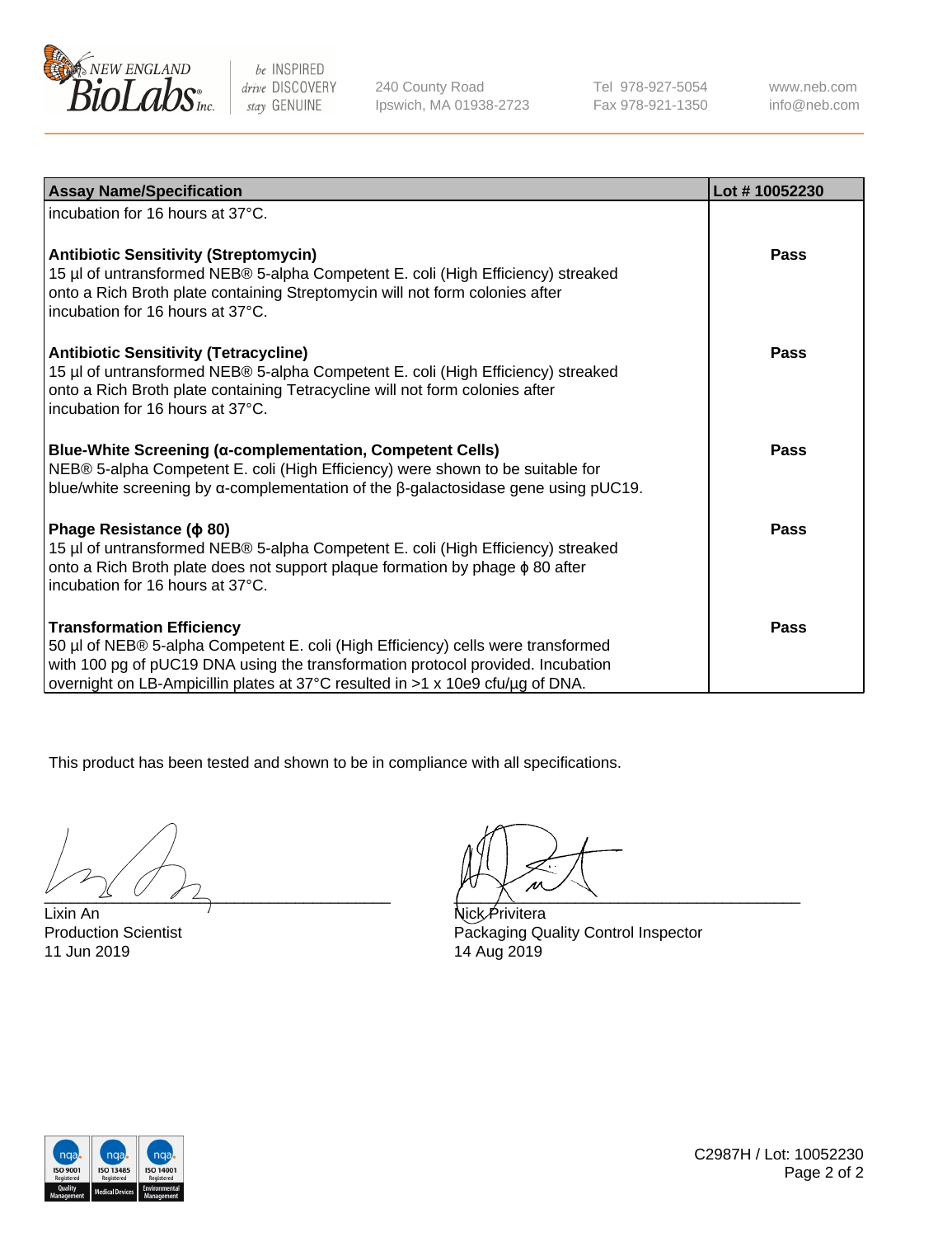| Assay Name/Specification | Lot # 10052230 |
|---|---|
| incubation for 16 hours at 37°C. | |
| **Antibiotic Sensitivity (Streptomycin)**<br>15 µl of untransformed NEB® 5-alpha Competent E. coli (High Efficiency) streaked onto a Rich Broth plate containing Streptomycin will not form colonies after incubation for 16 hours at 37°C. | Pass |
| **Antibiotic Sensitivity (Tetracycline)**<br>15 µl of untransformed NEB® 5-alpha Competent E. coli (High Efficiency) streaked onto a Rich Broth plate containing Tetracycline will not form colonies after incubation for 16 hours at 37°C. | Pass |
| **Blue-White Screening (α-complementation, Competent Cells)**<br>NEB® 5-alpha Competent E. coli (High Efficiency) were shown to be suitable for blue/white screening by α-complementation of the β-galactosidase gene using pUC19. | Pass |
| **Phage Resistance (ϕ 80)**<br>15 µl of untransformed NEB® 5-alpha Competent E. coli (High Efficiency) streaked onto a Rich Broth plate does not support plaque formation by phage ϕ 80 after incubation for 16 hours at 37°C. | Pass |
| **Transformation Efficiency**<br>50 µl of NEB® 5-alpha Competent E. coli (High Efficiency) cells were transformed with 100 pg of pUC19 DNA using the transformation protocol provided. Incubation overnight on LB-Ampicillin plates at 37°C resulted in >1 x 10e9 cfu/µg of DNA. | Pass |

This product has been tested and shown to be in compliance with all specifications.

Lixin An
Production Scientist
11 Jun 2019

Nick Privitera
Packaging Quality Control Inspector
14 Aug 2019

C2987H / Lot: 10052230